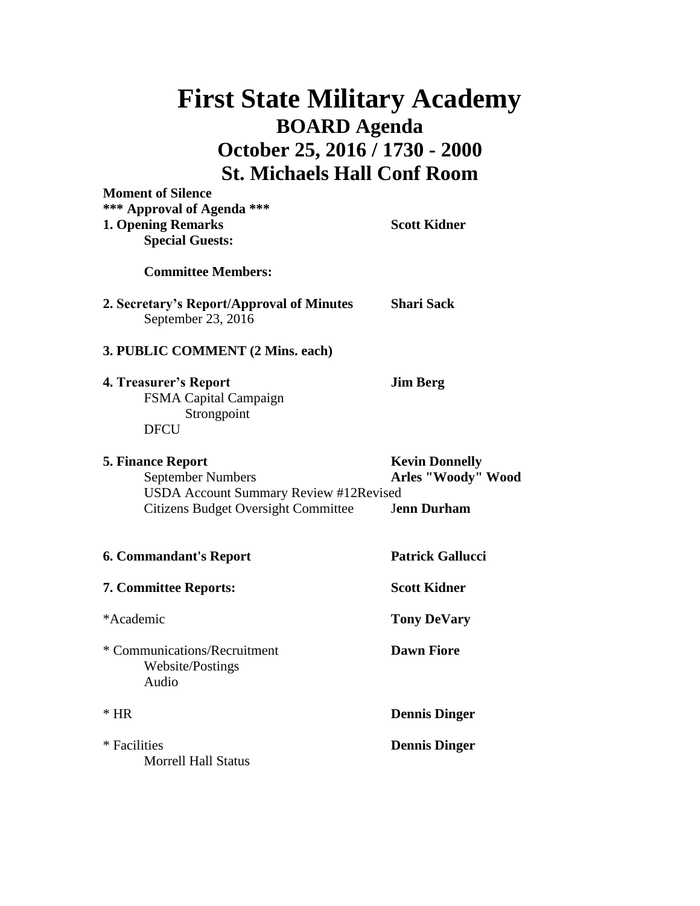# First State Military Academy

## BOARD Agenda

## October 25, 2016 / 1730 - 2000

## St. Michaels Hall Conf Room

**Moment of Silence**

***** Approval of Agenda *****

**1. Opening Remarks** — **Scott Kidner**

**Special Guests:**

**Committee Members:**

**2. Secretary's Report/Approval of Minutes** — **Shari Sack**

September 23, 2016

**3. PUBLIC COMMENT (2 Mins. each)**

**4. Treasurer's Report** — **Jim Berg**

FSMA Capital Campaign

Strongpoint

DFCU

**5. Finance Report** — **Kevin Donnelly**

September Numbers — **Arles "Woody" Wood**

USDA Account Summary Review #12Revised

Citizens Budget Oversight Committee — **Jenn Durham**

**6. Commandant's Report** — **Patrick Gallucci**

**7. Committee Reports:** — **Scott Kidner**

*Academic — **Tony DeVary**

* Communications/Recruitment — **Dawn Fiore**

Website/Postings

Audio

* HR — **Dennis Dinger**

* Facilities — **Dennis Dinger**

Morrell Hall Status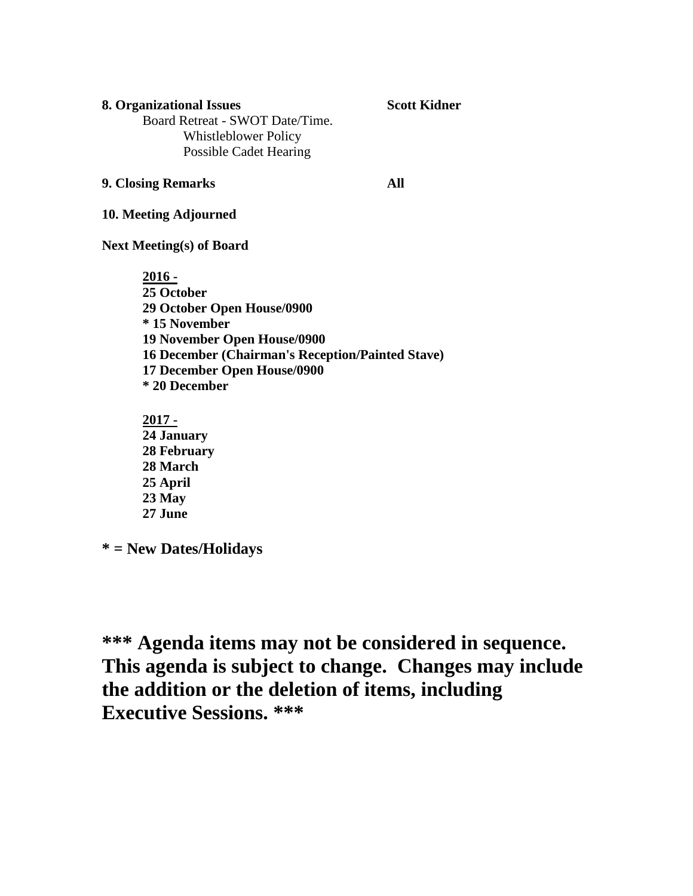**8. Organizational Issues** **Scott Kidner**

Board Retreat - SWOT Date/Time.

Whistleblower Policy

Possible Cadet Hearing

**9. Closing Remarks** **All**

**10. Meeting Adjourned**

**Next Meeting(s) of Board**

**2016 -**
**25 October**
**29 October Open House/0900**
**\* 15 November**
**19 November Open House/0900**
**16 December (Chairman's Reception/Painted Stave)**
**17 December Open House/0900**
**\* 20 December**

**2017 -**
**24 January**
**28 February**
**28 March**
**25 April**
**23 May**
**27 June**

**\* = New Dates/Holidays**

**\*\*\* Agenda items may not be considered in sequence. This agenda is subject to change. Changes may include the addition or the deletion of items, including Executive Sessions. \*\*\***